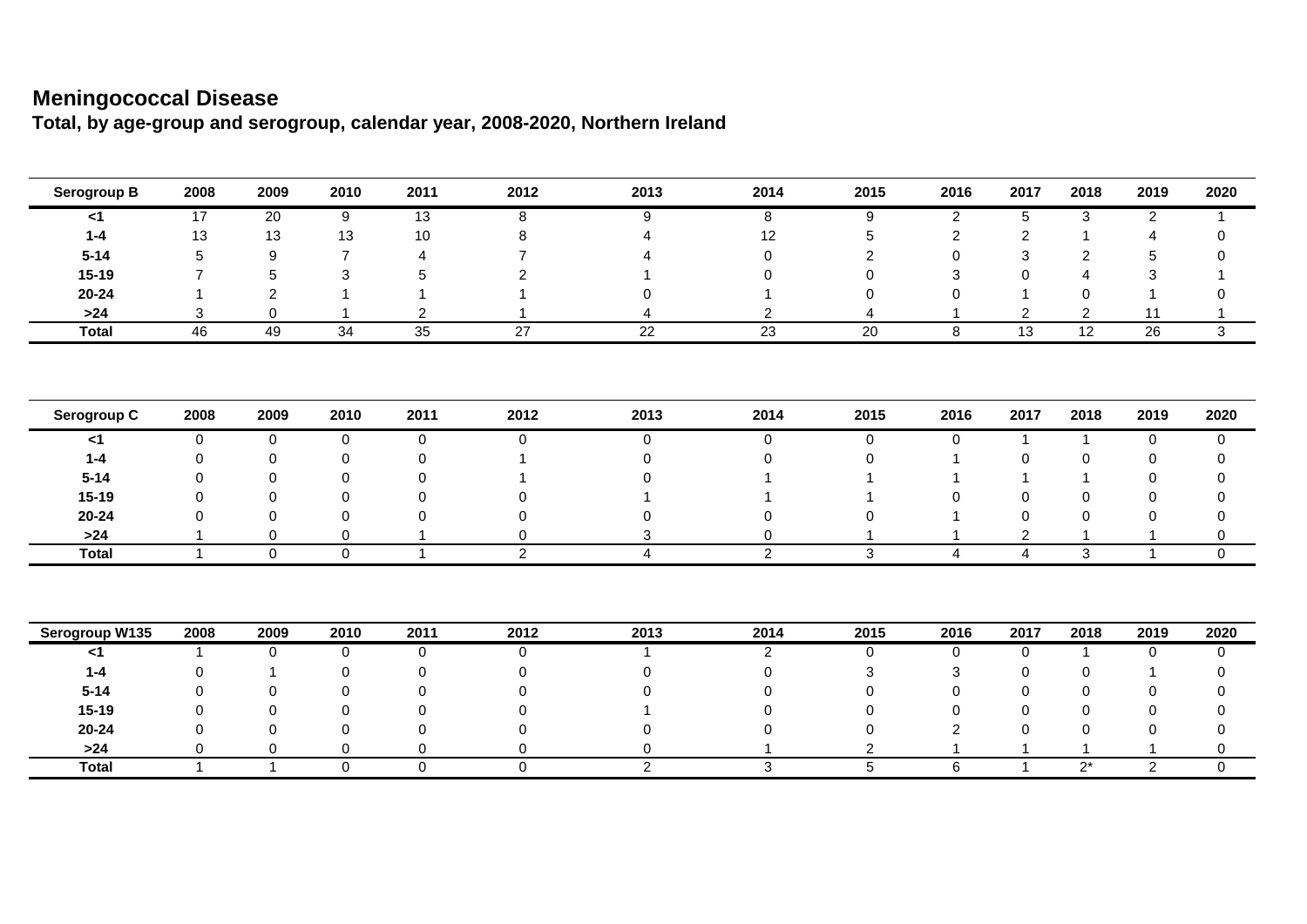# Meningococcal Disease

## Total, by age-group and serogroup, calendar year, 2008-2020, Northern Ireland

| Serogroup B | 2008 | 2009 | 2010 | 2011 | 2012 | 2013 | 2014 | 2015 | 2016 | 2017 | 2018 | 2019 | 2020 |
|---|---|---|---|---|---|---|---|---|---|---|---|---|---|
| <1 | 17 | 20 | 9 | 13 | 8 | 9 | 8 | 9 | 2 | 5 | 3 | 2 | 1 |
| 1-4 | 13 | 13 | 13 | 10 | 8 | 4 | 12 | 5 | 2 | 2 | 1 | 4 | 0 |
| 5-14 | 5 | 9 | 7 | 4 | 7 | 4 | 0 | 2 | 0 | 3 | 2 | 5 | 0 |
| 15-19 | 7 | 5 | 3 | 5 | 2 | 1 | 0 | 0 | 3 | 0 | 4 | 3 | 1 |
| 20-24 | 1 | 2 | 1 | 1 | 1 | 0 | 1 | 0 | 0 | 1 | 0 | 1 | 0 |
| >24 | 3 | 0 | 1 | 2 | 1 | 4 | 2 | 4 | 1 | 2 | 2 | 11 | 1 |
| **Total** | 46 | 49 | 34 | 35 | 27 | 22 | 23 | 20 | 8 | 13 | 12 | 26 | 3 |

| Serogroup C | 2008 | 2009 | 2010 | 2011 | 2012 | 2013 | 2014 | 2015 | 2016 | 2017 | 2018 | 2019 | 2020 |
|---|---|---|---|---|---|---|---|---|---|---|---|---|---|
| <1 | 0 | 0 | 0 | 0 | 0 | 0 | 0 | 0 | 0 | 1 | 1 | 0 | 0 |
| 1-4 | 0 | 0 | 0 | 0 | 1 | 0 | 0 | 0 | 1 | 0 | 0 | 0 | 0 |
| 5-14 | 0 | 0 | 0 | 0 | 1 | 0 | 1 | 1 | 1 | 1 | 1 | 0 | 0 |
| 15-19 | 0 | 0 | 0 | 0 | 0 | 1 | 1 | 1 | 0 | 0 | 0 | 0 | 0 |
| 20-24 | 0 | 0 | 0 | 0 | 0 | 0 | 0 | 0 | 1 | 0 | 0 | 0 | 0 |
| >24 | 1 | 0 | 0 | 1 | 0 | 3 | 0 | 1 | 1 | 2 | 1 | 1 | 0 |
| **Total** | 1 | 0 | 0 | 1 | 2 | 4 | 2 | 3 | 4 | 4 | 3 | 1 | 0 |

| Serogroup W135 | 2008 | 2009 | 2010 | 2011 | 2012 | 2013 | 2014 | 2015 | 2016 | 2017 | 2018 | 2019 | 2020 |
|---|---|---|---|---|---|---|---|---|---|---|---|---|---|
| <1 | 1 | 0 | 0 | 0 | 0 | 1 | 2 | 0 | 0 | 0 | 1 | 0 | 0 |
| 1-4 | 0 | 1 | 0 | 0 | 0 | 0 | 0 | 3 | 3 | 0 | 0 | 1 | 0 |
| 5-14 | 0 | 0 | 0 | 0 | 0 | 0 | 0 | 0 | 0 | 0 | 0 | 0 | 0 |
| 15-19 | 0 | 0 | 0 | 0 | 0 | 1 | 0 | 0 | 0 | 0 | 0 | 0 | 0 |
| 20-24 | 0 | 0 | 0 | 0 | 0 | 0 | 0 | 0 | 2 | 0 | 0 | 0 | 0 |
| >24 | 0 | 0 | 0 | 0 | 0 | 0 | 1 | 2 | 1 | 1 | 1 | 1 | 0 |
| **Total** | 1 | 1 | 0 | 0 | 0 | 2 | 3 | 5 | 6 | 1 | 2* | 2 | 0 |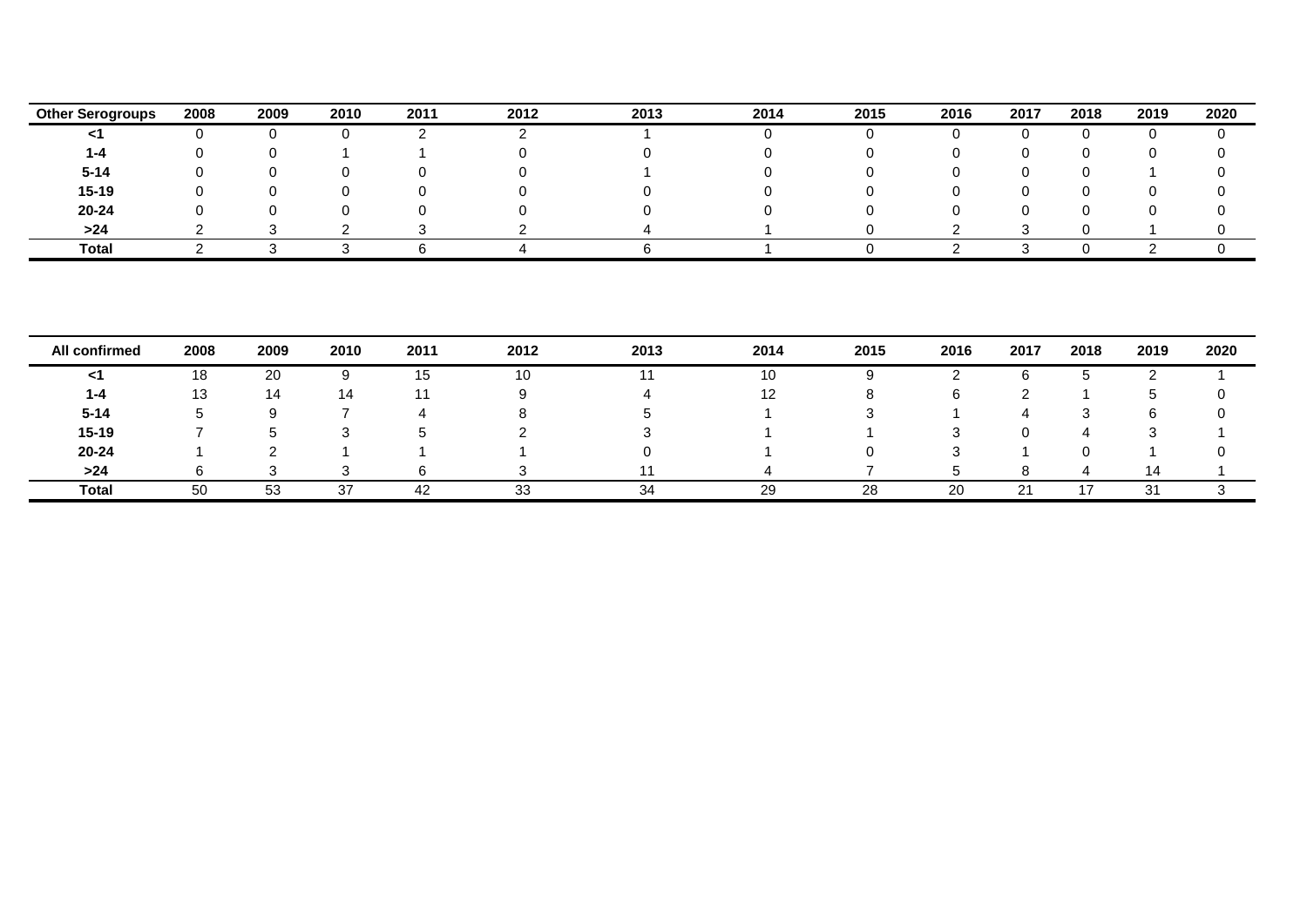| Other Serogroups | 2008 | 2009 | 2010 | 2011 | 2012 | 2013 | 2014 | 2015 | 2016 | 2017 | 2018 | 2019 | 2020 |
|---|---|---|---|---|---|---|---|---|---|---|---|---|---|
| **<1** | 0 | 0 | 0 | 2 | 2 | 1 | 0 | 0 | 0 | 0 | 0 | 0 | 0 |
| **1-4** | 0 | 0 | 1 | 1 | 0 | 0 | 0 | 0 | 0 | 0 | 0 | 0 | 0 |
| **5-14** | 0 | 0 | 0 | 0 | 0 | 1 | 0 | 0 | 0 | 0 | 0 | 1 | 0 |
| **15-19** | 0 | 0 | 0 | 0 | 0 | 0 | 0 | 0 | 0 | 0 | 0 | 0 | 0 |
| **20-24** | 0 | 0 | 0 | 0 | 0 | 0 | 0 | 0 | 0 | 0 | 0 | 0 | 0 |
| **>24** | 2 | 3 | 2 | 3 | 2 | 4 | 1 | 0 | 2 | 3 | 0 | 1 | 0 |
| **Total** | 2 | 3 | 3 | 6 | 4 | 6 | 1 | 0 | 2 | 3 | 0 | 2 | 0 |

| All confirmed | 2008 | 2009 | 2010 | 2011 | 2012 | 2013 | 2014 | 2015 | 2016 | 2017 | 2018 | 2019 | 2020 |
|---|---|---|---|---|---|---|---|---|---|---|---|---|---|
| **<1** | 18 | 20 | 9 | 15 | 10 | 11 | 10 | 9 | 2 | 6 | 5 | 2 | 1 |
| **1-4** | 13 | 14 | 14 | 11 | 9 | 4 | 12 | 8 | 6 | 2 | 1 | 5 | 0 |
| **5-14** | 5 | 9 | 7 | 4 | 8 | 5 | 1 | 3 | 1 | 4 | 3 | 6 | 0 |
| **15-19** | 7 | 5 | 3 | 5 | 2 | 3 | 1 | 1 | 3 | 0 | 4 | 3 | 1 |
| **20-24** | 1 | 2 | 1 | 1 | 1 | 0 | 1 | 0 | 3 | 1 | 0 | 1 | 0 |
| **>24** | 6 | 3 | 3 | 6 | 3 | 11 | 4 | 7 | 5 | 8 | 4 | 14 | 1 |
| **Total** | 50 | 53 | 37 | 42 | 33 | 34 | 29 | 28 | 20 | 21 | 17 | 31 | 3 |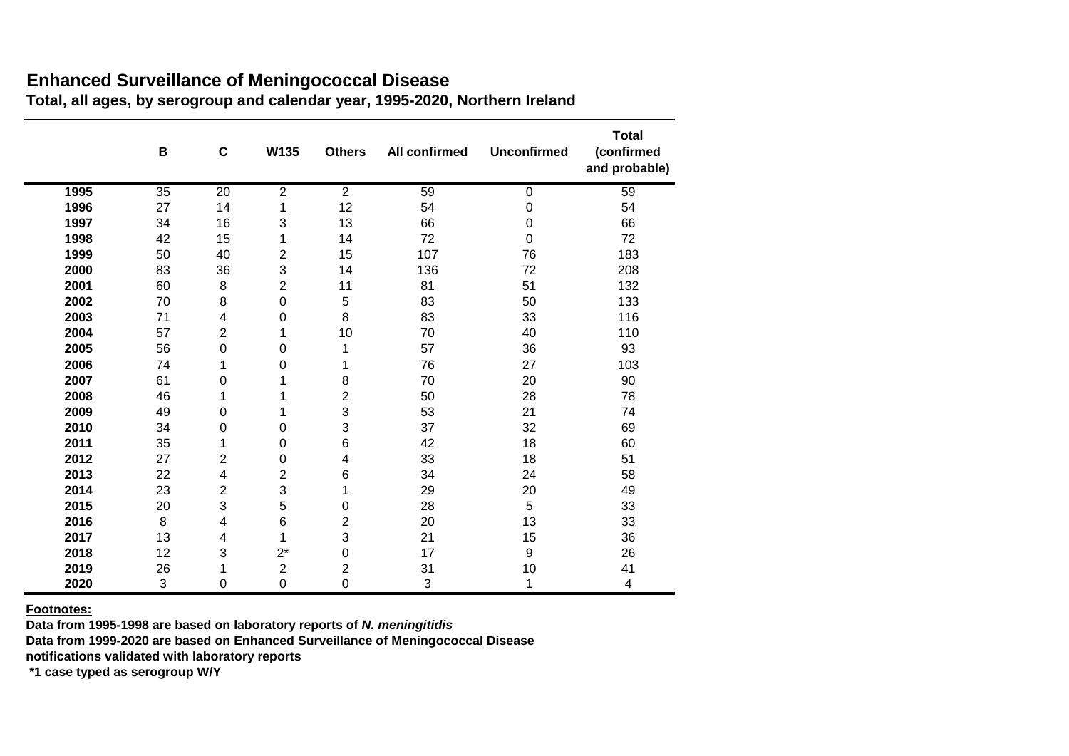## Enhanced Surveillance of Meningococcal Disease

**Total, all ages, by serogroup and calendar year, 1995-2020, Northern Ireland**

| | B | C | W135 | Others | All confirmed | Unconfirmed | Total (confirmed and probable) |
|---|---|---|---|---|---|---|---|
| **1995** | 35 | 20 | 2 | 2 | 59 | 0 | 59 |
| **1996** | 27 | 14 | 1 | 12 | 54 | 0 | 54 |
| **1997** | 34 | 16 | 3 | 13 | 66 | 0 | 66 |
| **1998** | 42 | 15 | 1 | 14 | 72 | 0 | 72 |
| **1999** | 50 | 40 | 2 | 15 | 107 | 76 | 183 |
| **2000** | 83 | 36 | 3 | 14 | 136 | 72 | 208 |
| **2001** | 60 | 8 | 2 | 11 | 81 | 51 | 132 |
| **2002** | 70 | 8 | 0 | 5 | 83 | 50 | 133 |
| **2003** | 71 | 4 | 0 | 8 | 83 | 33 | 116 |
| **2004** | 57 | 2 | 1 | 10 | 70 | 40 | 110 |
| **2005** | 56 | 0 | 0 | 1 | 57 | 36 | 93 |
| **2006** | 74 | 1 | 0 | 1 | 76 | 27 | 103 |
| **2007** | 61 | 0 | 1 | 8 | 70 | 20 | 90 |
| **2008** | 46 | 1 | 1 | 2 | 50 | 28 | 78 |
| **2009** | 49 | 0 | 1 | 3 | 53 | 21 | 74 |
| **2010** | 34 | 0 | 0 | 3 | 37 | 32 | 69 |
| **2011** | 35 | 1 | 0 | 6 | 42 | 18 | 60 |
| **2012** | 27 | 2 | 0 | 4 | 33 | 18 | 51 |
| **2013** | 22 | 4 | 2 | 6 | 34 | 24 | 58 |
| **2014** | 23 | 2 | 3 | 1 | 29 | 20 | 49 |
| **2015** | 20 | 3 | 5 | 0 | 28 | 5 | 33 |
| **2016** | 8 | 4 | 6 | 2 | 20 | 13 | 33 |
| **2017** | 13 | 4 | 1 | 3 | 21 | 15 | 36 |
| **2018** | 12 | 3 | 2* | 0 | 17 | 9 | 26 |
| **2019** | 26 | 1 | 2 | 2 | 31 | 10 | 41 |
| **2020** | 3 | 0 | 0 | 0 | 3 | 1 | 4 |

**Footnotes:**

**Data from 1995-1998 are based on laboratory reports of *N. meningitidis***

**Data from 1999-2020 are based on Enhanced Surveillance of Meningococcal Disease notifications validated with laboratory reports**

**\*1 case typed as serogroup W/Y**